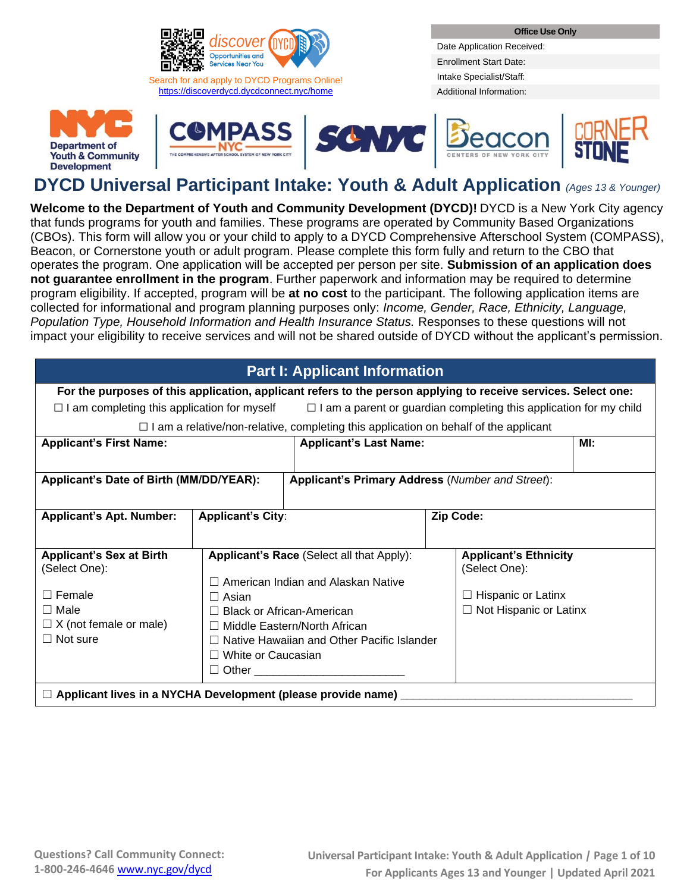discover DYCD Opportunities and Services Near You

Search for and apply to DYCD Programs Online!
https://discoverdycd.dycdconnect.nyc/home

| Office Use Only |
|---|
| Date Application Received: |
| Enrollment Start Date: |
| Intake Specialist/Staff: |
| Additional Information: |

NYC Department of Youth & Community Development | COMPASS NYC – The Comprehensive After School System of New York City | SONYC | Beacon – Centers of New York City | Cornerstone

# DYCD Universal Participant Intake: Youth & Adult Application *(Ages 13 & Younger)*

**Welcome to the Department of Youth and Community Development (DYCD)!** DYCD is a New York City agency that funds programs for youth and families. These programs are operated by Community Based Organizations (CBOs). This form will allow you or your child to apply to a DYCD Comprehensive Afterschool System (COMPASS), Beacon, or Cornerstone youth or adult program. Please complete this form fully and return to the CBO that operates the program. One application will be accepted per person per site. **Submission of an application does not guarantee enrollment in the program**. Further paperwork and information may be required to determine program eligibility. If accepted, program will be **at no cost** to the participant. The following application items are collected for informational and program planning purposes only: *Income, Gender, Race, Ethnicity, Language, Population Type, Household Information and Health Insurance Status.* Responses to these questions will not impact your eligibility to receive services and will not be shared outside of DYCD without the applicant's permission.

## Part I: Applicant Information

**For the purposes of this application, applicant refers to the person applying to receive services. Select one:**

☐ I am completing this application for myself ☐ I am a parent or guardian completing this application for my child

☐ I am a relative/non-relative, completing this application on behalf of the applicant

| **Applicant's First Name:** | **Applicant's Last Name:** | **MI:** |
|---|---|---|
| | | |

| **Applicant's Date of Birth (MM/DD/YEAR):** | **Applicant's Primary Address** (*Number and Street*): |
|---|---|
| | |

| **Applicant's Apt. Number:** | **Applicant's City**: | **Zip Code:** |
|---|---|---|
| | | |

| **Applicant's Sex at Birth** (Select One): | **Applicant's Race** (Select all that Apply): | **Applicant's Ethnicity** (Select One): |
|---|---|---|
| ☐ Female<br>☐ Male<br>☐ X (not female or male)<br>☐ Not sure | ☐ American Indian and Alaskan Native<br>☐ Asian<br>☐ Black or African-American<br>☐ Middle Eastern/North African<br>☐ Native Hawaiian and Other Pacific Islander<br>☐ White or Caucasian<br>☐ Other ________________________ | ☐ Hispanic or Latinx<br>☐ Not Hispanic or Latinx |

☐ **Applicant lives in a NYCHA Development (please provide name)** ________________________________________

Questions? Call Community Connect: 1-800-246-4646 www.nyc.gov/dycd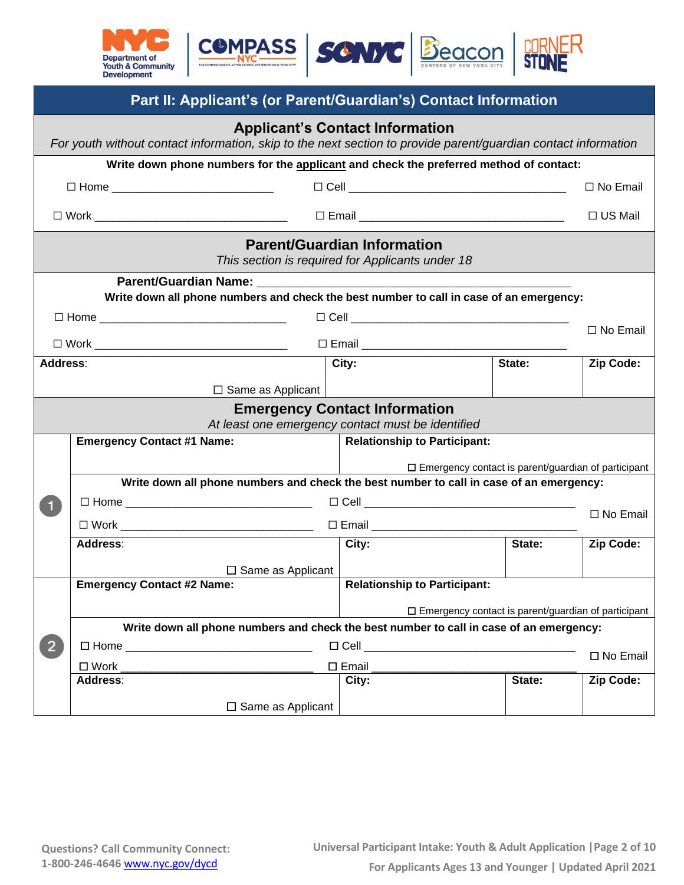Department of Youth & Community Development | COMPASS NYC | SONYC | Beacon | CORNERSTONE

## Part II: Applicant's (or Parent/Guardian's) Contact Information

### Applicant's Contact Information

*For youth without contact information, skip to the next section to provide parent/guardian contact information*

**Write down phone numbers for the applicant and check the preferred method of contact:**

☐ Home __________________________ ☐ Cell ___________________________________ ☐ No Email

☐ Work ______________________________ ☐ Email _________________________________ ☐ US Mail

### Parent/Guardian Information

*This section is required for Applicants under 18*

**Parent/Guardian Name:** __________________________________________________

**Write down all phone numbers and check the best number to call in case of an emergency:**

☐ Home _____________________________ ☐ Cell ___________________________________ ☐ No Email

☐ Work ______________________________ ☐ Email _________________________________

| Address: ☐ Same as Applicant | City: | State: | Zip Code: |
|---|---|---|---|
| | | | |

### Emergency Contact Information

*At least one emergency contact must be identified*

**1**

| Emergency Contact #1 Name: | Relationship to Participant: ☐ Emergency contact is parent/guardian of participant |
|---|---|
| | |

**Write down all phone numbers and check the best number to call in case of an emergency:**

☐ Home _____________________________ ☐ Cell ___________________________________ ☐ No Email

☐ Work ______________________________ ☐ Email _________________________________

| Address: ☐ Same as Applicant | City: | State: | Zip Code: |
|---|---|---|---|
| | | | |

**2**

| Emergency Contact #2 Name: | Relationship to Participant: ☐ Emergency contact is parent/guardian of participant |
|---|---|
| | |

**Write down all phone numbers and check the best number to call in case of an emergency:**

☐ Home _____________________________ ☐ Cell ___________________________________ ☐ No Email

☐ Work ______________________________ ☐ Email _________________________________

| Address: ☐ Same as Applicant | City: | State: | Zip Code: |
|---|---|---|---|
| | | | |

Questions? Call Community Connect: 1-800-246-4646 www.nyc.gov/dycd

Universal Participant Intake: Youth & Adult Application | For Applicants Ages 13 and Younger | Updated April 2021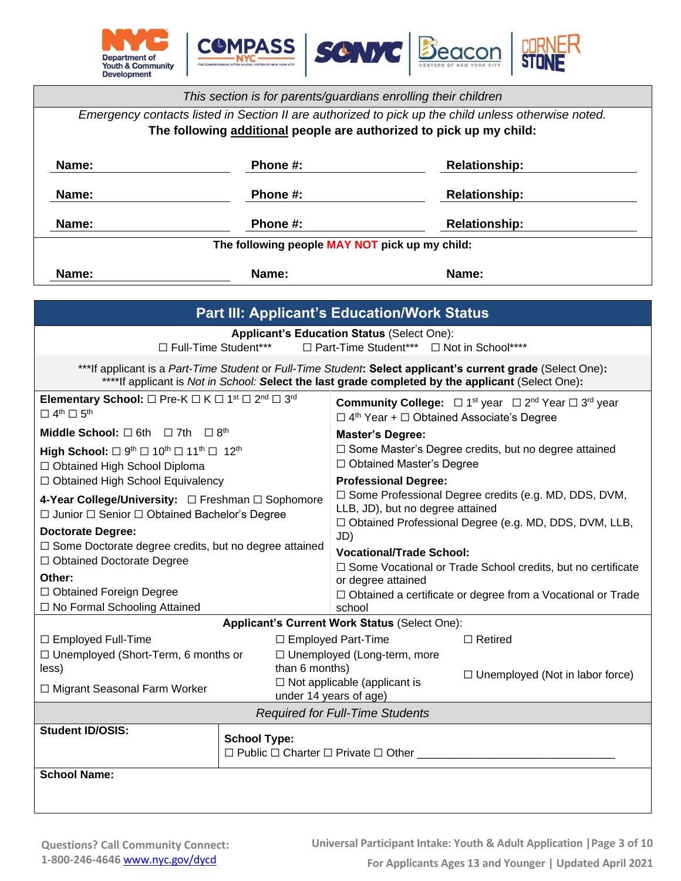*This section is for parents/guardians enrolling their children*

*Emergency contacts listed in Section II are authorized to pick up the child unless otherwise noted.*

**The following additional people are authorized to pick up my child:**

| Name: | Phone #: | Relationship: |
|---|---|---|
| Name: | Phone #: | Relationship: |
| Name: | Phone #: | Relationship: |

**The following people MAY NOT pick up my child:**

| Name: | Name: | Name: |
|---|---|---|

## Part III: Applicant's Education/Work Status

**Applicant's Education Status** (Select One):

☐ Full-Time Student*** ☐ Part-Time Student*** ☐ Not in School****

***If applicant is a *Part-Time Student* or *Full-Time Student*: **Select applicant's current grade** (Select One):
****If applicant is *Not in School:* **Select the last grade completed by the applicant** (Select One):

**Elementary School:** ☐ Pre-K ☐ K ☐ 1st ☐ 2nd ☐ 3rd ☐ 4th ☐ 5th

**Middle School:** ☐ 6th ☐ 7th ☐ 8th

**High School:** ☐ 9th ☐ 10th ☐ 11th ☐ 12th
☐ Obtained High School Diploma
☐ Obtained High School Equivalency

**4-Year College/University:** ☐ Freshman ☐ Sophomore ☐ Junior ☐ Senior ☐ Obtained Bachelor's Degree

**Doctorate Degree:**
☐ Some Doctorate degree credits, but no degree attained
☐ Obtained Doctorate Degree

**Other:**
☐ Obtained Foreign Degree
☐ No Formal Schooling Attained

**Community College:** ☐ 1st year ☐ 2nd Year ☐ 3rd year ☐ 4th Year + ☐ Obtained Associate's Degree

**Master's Degree:**
☐ Some Master's Degree credits, but no degree attained
☐ Obtained Master's Degree

**Professional Degree:**
☐ Some Professional Degree credits (e.g. MD, DDS, DVM, LLB, JD), but no degree attained
☐ Obtained Professional Degree (e.g. MD, DDS, DVM, LLB, JD)

**Vocational/Trade School:**
☐ Some Vocational or Trade School credits, but no certificate or degree attained
☐ Obtained a certificate or degree from a Vocational or Trade school

**Applicant's Current Work Status** (Select One):

☐ Employed Full-Time
☐ Employed Part-Time
☐ Retired
☐ Unemployed (Short-Term, 6 months or less)
☐ Unemployed (Long-term, more than 6 months)
☐ Unemployed (Not in labor force)
☐ Migrant Seasonal Farm Worker
☐ Not applicable (applicant is under 14 years of age)

*Required for Full-Time Students*

| **Student ID/OSIS:** | **School Type:** ☐ Public ☐ Charter ☐ Private ☐ Other ________________________________ |
|---|---|
| **School Name:** | |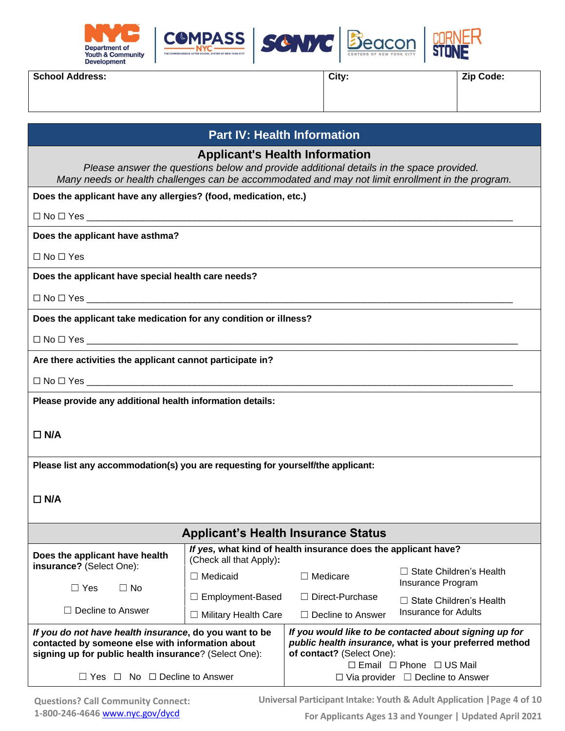| School Address: | City: | Zip Code: |
|---|---|---|
| | | |

## Part IV: Health Information

### Applicant's Health Information

*Please answer the questions below and provide additional details in the space provided.*
*Many needs or health challenges can be accommodated and may not limit enrollment in the program.*

**Does the applicant have any allergies? (food, medication, etc.)**

☐ No ☐ Yes ________________________________________________________________________________

**Does the applicant have asthma?**

☐ No ☐ Yes

**Does the applicant have special health care needs?**

☐ No ☐ Yes ________________________________________________________________________________

**Does the applicant take medication for any condition or illness?**

☐ No ☐ Yes ________________________________________________________________________________

**Are there activities the applicant cannot participate in?**

☐ No ☐ Yes ________________________________________________________________________________

**Please provide any additional health information details:**

**☐ N/A**

**Please list any accommodation(s) you are requesting for yourself/the applicant:**

**☐ N/A**

### Applicant's Health Insurance Status

| **Does the applicant have health insurance?** (Select One): | *If yes*, **what kind of health insurance does the applicant have?** (Check all that Apply)**:** | | |
|---|---|---|---|
| ☐ Yes ☐ No | ☐ Medicaid | ☐ Medicare | ☐ State Children's Health Insurance Program |
| ☐ Decline to Answer | ☐ Employment-Based | ☐ Direct-Purchase | ☐ State Children's Health Insurance for Adults |
| | ☐ Military Health Care | ☐ Decline to Answer | |

| ***If you do not have health insurance***, **do you want to be contacted by someone else with information about signing up for public health insurance**? (Select One): | ***If you would like to be contacted about signing up for public health insurance***, **what is your preferred method of contact?** (Select One): |
|---|---|
| ☐ Yes ☐ No ☐ Decline to Answer | ☐ Email ☐ Phone ☐ US Mail ☐ Via provider ☐ Decline to Answer |

Questions? Call Community Connect: 1-800-246-4646 www.nyc.gov/dycd

Universal Participant Intake: Youth & Adult Application

For Applicants Ages 13 and Younger | Updated April 2021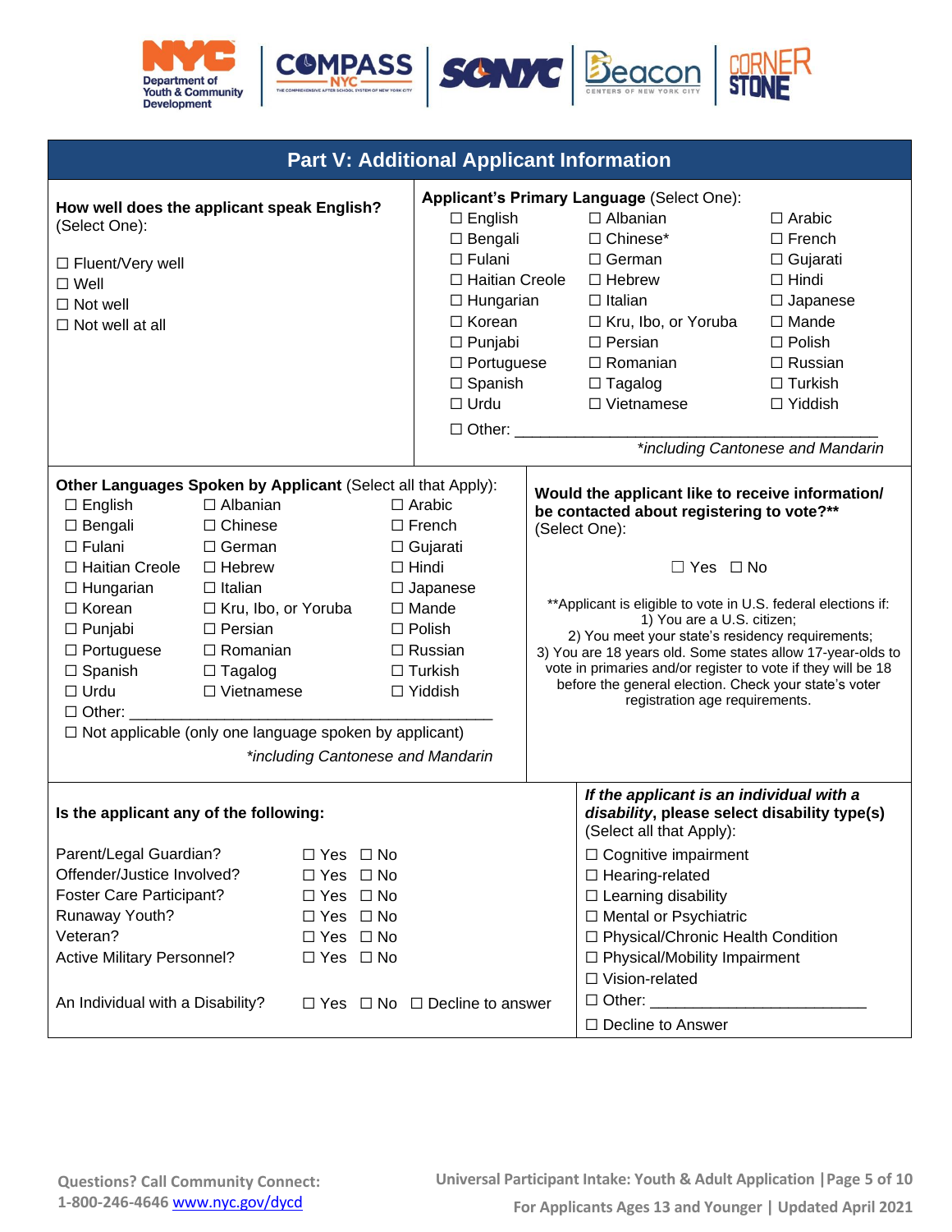## Part V: Additional Applicant Information

**How well does the applicant speak English?** (Select One):

- ☐ Fluent/Very well
- ☐ Well
- ☐ Not well
- ☐ Not well at all

**Applicant's Primary Language** (Select One):

| | | |
|---|---|---|
| ☐ English | ☐ Albanian | ☐ Arabic |
| ☐ Bengali | ☐ Chinese* | ☐ French |
| ☐ Fulani | ☐ German | ☐ Gujarati |
| ☐ Haitian Creole | ☐ Hebrew | ☐ Hindi |
| ☐ Hungarian | ☐ Italian | ☐ Japanese |
| ☐ Korean | ☐ Kru, Ibo, or Yoruba | ☐ Mande |
| ☐ Punjabi | ☐ Persian | ☐ Polish |
| ☐ Portuguese | ☐ Romanian | ☐ Russian |
| ☐ Spanish | ☐ Tagalog | ☐ Turkish |
| ☐ Urdu | ☐ Vietnamese | ☐ Yiddish |

☐ Other: ____________________________________________

*\*including Cantonese and Mandarin*

**Other Languages Spoken by Applicant** (Select all that Apply):

| | | |
|---|---|---|
| ☐ English | ☐ Albanian | ☐ Arabic |
| ☐ Bengali | ☐ Chinese | ☐ French |
| ☐ Fulani | ☐ German | ☐ Gujarati |
| ☐ Haitian Creole | ☐ Hebrew | ☐ Hindi |
| ☐ Hungarian | ☐ Italian | ☐ Japanese |
| ☐ Korean | ☐ Kru, Ibo, or Yoruba | ☐ Mande |
| ☐ Punjabi | ☐ Persian | ☐ Polish |
| ☐ Portuguese | ☐ Romanian | ☐ Russian |
| ☐ Spanish | ☐ Tagalog | ☐ Turkish |
| ☐ Urdu | ☐ Vietnamese | ☐ Yiddish |

☐ Other: ____________________________________________

☐ Not applicable (only one language spoken by applicant)

*\*including Cantonese and Mandarin*

**Would the applicant like to receive information/ be contacted about registering to vote?\*\*** (Select One):

☐ Yes ☐ No

\*\*Applicant is eligible to vote in U.S. federal elections if:
1) You are a U.S. citizen;
2) You meet your state's residency requirements;
3) You are 18 years old. Some states allow 17-year-olds to vote in primaries and/or register to vote if they will be 18 before the general election. Check your state's voter registration age requirements.

**Is the applicant any of the following:**

| | |
|---|---|
| Parent/Legal Guardian? | ☐ Yes ☐ No |
| Offender/Justice Involved? | ☐ Yes ☐ No |
| Foster Care Participant? | ☐ Yes ☐ No |
| Runaway Youth? | ☐ Yes ☐ No |
| Veteran? | ☐ Yes ☐ No |
| Active Military Personnel? | ☐ Yes ☐ No |
| An Individual with a Disability? | ☐ Yes ☐ No ☐ Decline to answer |

***If the applicant is an individual with a disability*, please select disability type(s)** (Select all that Apply):

- ☐ Cognitive impairment
- ☐ Hearing-related
- ☐ Learning disability
- ☐ Mental or Psychiatric
- ☐ Physical/Chronic Health Condition
- ☐ Physical/Mobility Impairment
- ☐ Vision-related
- ☐ Other: ________________________
- ☐ Decline to Answer

Questions? Call Community Connect: 1-800-246-4646 www.nyc.gov/dycd

Universal Participant Intake: Youth & Adult Application | For Applicants Ages 13 and Younger | Updated April 2021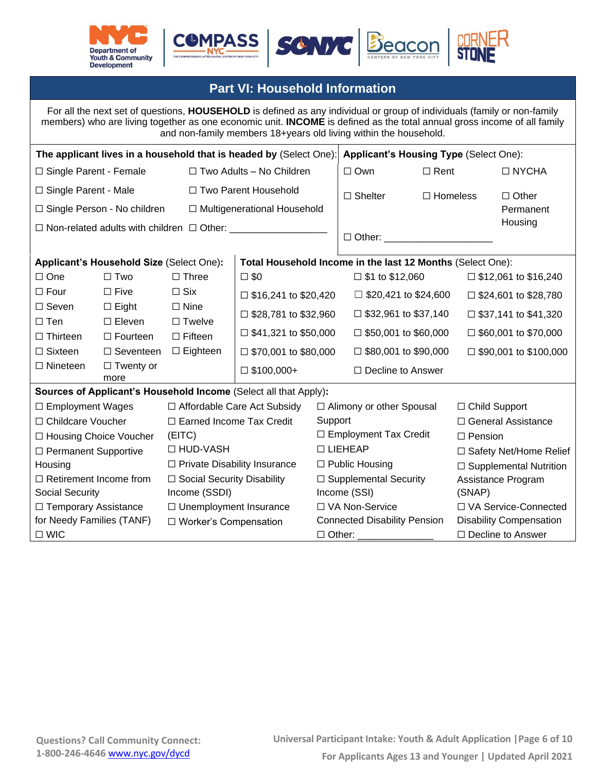## Part VI: Household Information

For all the next set of questions, **HOUSEHOLD** is defined as any individual or group of individuals (family or non-family members) who are living together as one economic unit. **INCOME** is defined as the total annual gross income of all family and non-family members 18+years old living within the household.

**The applicant lives in a household that is headed by** (Select One):

☐ Single Parent - Female ☐ Two Adults – No Children
☐ Single Parent - Male ☐ Two Parent Household
☐ Single Person - No children ☐ Multigenerational Household
☐ Non-related adults with children ☐ Other: ________________

**Applicant's Housing Type** (Select One):

☐ Own ☐ Rent ☐ NYCHA
☐ Shelter ☐ Homeless ☐ Other Permanent Housing
☐ Other: ___________________

**Applicant's Household Size** (Select One)**:**

| | | |
|---|---|---|
| ☐ One | ☐ Two | ☐ Three |
| ☐ Four | ☐ Five | ☐ Six |
| ☐ Seven | ☐ Eight | ☐ Nine |
| ☐ Ten | ☐ Eleven | ☐ Twelve |
| ☐ Thirteen | ☐ Fourteen | ☐ Fifteen |
| ☐ Sixteen | ☐ Seventeen | ☐ Eighteen |
| ☐ Nineteen | ☐ Twenty or more | |

**Total Household Income in the last 12 Months** (Select One):

| | | |
|---|---|---|
| ☐ $0 | ☐ $1 to $12,060 | ☐ $12,061 to $16,240 |
| ☐ $16,241 to $20,420 | ☐ $20,421 to $24,600 | ☐ $24,601 to $28,780 |
| ☐ $28,781 to $32,960 | ☐ $32,961 to $37,140 | ☐ $37,141 to $41,320 |
| ☐ $41,321 to $50,000 | ☐ $50,001 to $60,000 | ☐ $60,001 to $70,000 |
| ☐ $70,001 to $80,000 | ☐ $80,001 to $90,000 | ☐ $90,001 to $100,000 |
| ☐ $100,000+ | ☐ Decline to Answer | |

**Sources of Applicant's Household Income** (Select all that Apply)**:**

| | | | |
|---|---|---|---|
| ☐ Employment Wages | ☐ Affordable Care Act Subsidy | ☐ Alimony or other Spousal Support | ☐ Child Support |
| ☐ Childcare Voucher | ☐ Earned Income Tax Credit (EITC) | ☐ Employment Tax Credit | ☐ General Assistance |
| ☐ Housing Choice Voucher | ☐ HUD-VASH | ☐ LIEHEAP | ☐ Pension |
| ☐ Permanent Supportive Housing | ☐ Private Disability Insurance | ☐ Public Housing | ☐ Safety Net/Home Relief |
| ☐ Retirement Income from Social Security | ☐ Social Security Disability Income (SSDI) | ☐ Supplemental Security Income (SSI) | ☐ Supplemental Nutrition Assistance Program (SNAP) |
| ☐ Temporary Assistance for Needy Families (TANF) | ☐ Unemployment Insurance | ☐ VA Non-Service Connected Disability Pension | ☐ VA Service-Connected Disability Compensation |
| ☐ WIC | ☐ Worker's Compensation | ☐ Other: _____________ | ☐ Decline to Answer |

Questions? Call Community Connect: 1-800-246-4646 www.nyc.gov/dycd

Universal Participant Intake: Youth & Adult Application | For Applicants Ages 13 and Younger | Updated April 2021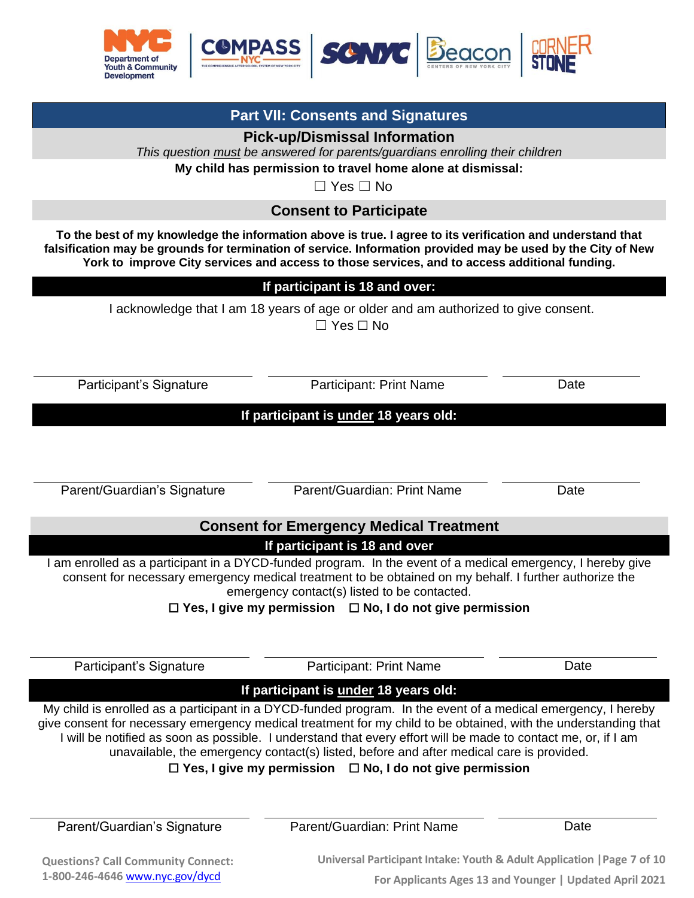## Part VII: Consents and Signatures

### Pick-up/Dismissal Information

*This question must be answered for parents/guardians enrolling their children*

**My child has permission to travel home alone at dismissal:**

☐ Yes ☐ No

### Consent to Participate

**To the best of my knowledge the information above is true. I agree to its verification and understand that falsification may be grounds for termination of service. Information provided may be used by the City of New York to improve City services and access to those services, and to access additional funding.**

**If participant is 18 and over:**

I acknowledge that I am 18 years of age or older and am authorized to give consent.

☐ Yes ☐ No

| Participant's Signature | Participant: Print Name | Date |
|---|---|---|
| | | |

**If participant is under 18 years old:**

| Parent/Guardian's Signature | Parent/Guardian: Print Name | Date |
|---|---|---|
| | | |

### Consent for Emergency Medical Treatment

**If participant is 18 and over**

I am enrolled as a participant in a DYCD-funded program. In the event of a medical emergency, I hereby give consent for necessary emergency medical treatment to be obtained on my behalf. I further authorize the emergency contact(s) listed to be contacted.

**☐ Yes, I give my permission** **☐ No, I do not give permission**

| Participant's Signature | Participant: Print Name | Date |
|---|---|---|
| | | |

**If participant is under 18 years old:**

My child is enrolled as a participant in a DYCD-funded program. In the event of a medical emergency, I hereby give consent for necessary emergency medical treatment for my child to be obtained, with the understanding that I will be notified as soon as possible. I understand that every effort will be made to contact me, or, if I am unavailable, the emergency contact(s) listed, before and after medical care is provided.

**☐ Yes, I give my permission** **☐ No, I do not give permission**

| Parent/Guardian's Signature | Parent/Guardian: Print Name | Date |
|---|---|---|
| | | |

Questions? Call Community Connect: 1-800-246-4646 www.nyc.gov/dycd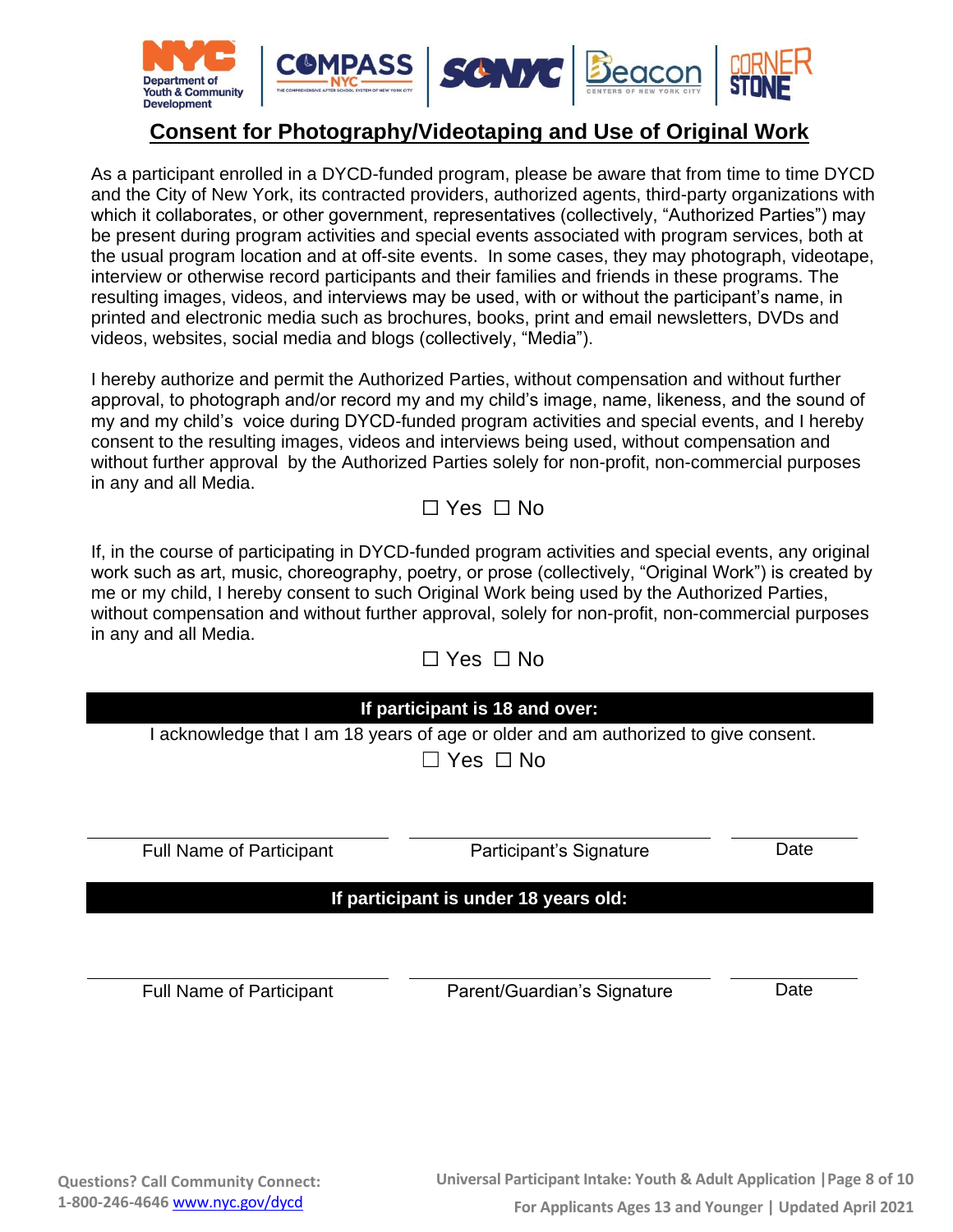# Consent for Photography/Videotaping and Use of Original Work

As a participant enrolled in a DYCD-funded program, please be aware that from time to time DYCD and the City of New York, its contracted providers, authorized agents, third-party organizations with which it collaborates, or other government, representatives (collectively, "Authorized Parties") may be present during program activities and special events associated with program services, both at the usual program location and at off-site events. In some cases, they may photograph, videotape, interview or otherwise record participants and their families and friends in these programs. The resulting images, videos, and interviews may be used, with or without the participant's name, in printed and electronic media such as brochures, books, print and email newsletters, DVDs and videos, websites, social media and blogs (collectively, "Media").

I hereby authorize and permit the Authorized Parties, without compensation and without further approval, to photograph and/or record my and my child's image, name, likeness, and the sound of my and my child's voice during DYCD-funded program activities and special events, and I hereby consent to the resulting images, videos and interviews being used, without compensation and without further approval by the Authorized Parties solely for non-profit, non-commercial purposes in any and all Media.

☐ Yes ☐ No

If, in the course of participating in DYCD-funded program activities and special events, any original work such as art, music, choreography, poetry, or prose (collectively, "Original Work") is created by me or my child, I hereby consent to such Original Work being used by the Authorized Parties, without compensation and without further approval, solely for non-profit, non-commercial purposes in any and all Media.

☐ Yes ☐ No

**If participant is 18 and over:**

I acknowledge that I am 18 years of age or older and am authorized to give consent.

☐ Yes ☐ No

| Full Name of Participant | Participant's Signature | Date |
|---|---|---|
| | | |

**If participant is under 18 years old:**

| Full Name of Participant | Parent/Guardian's Signature | Date |
|---|---|---|
| | | |

Questions? Call Community Connect: 1-800-246-4646 www.nyc.gov/dycd

Universal Participant Intake: Youth & Adult Application

For Applicants Ages 13 and Younger | Updated April 2021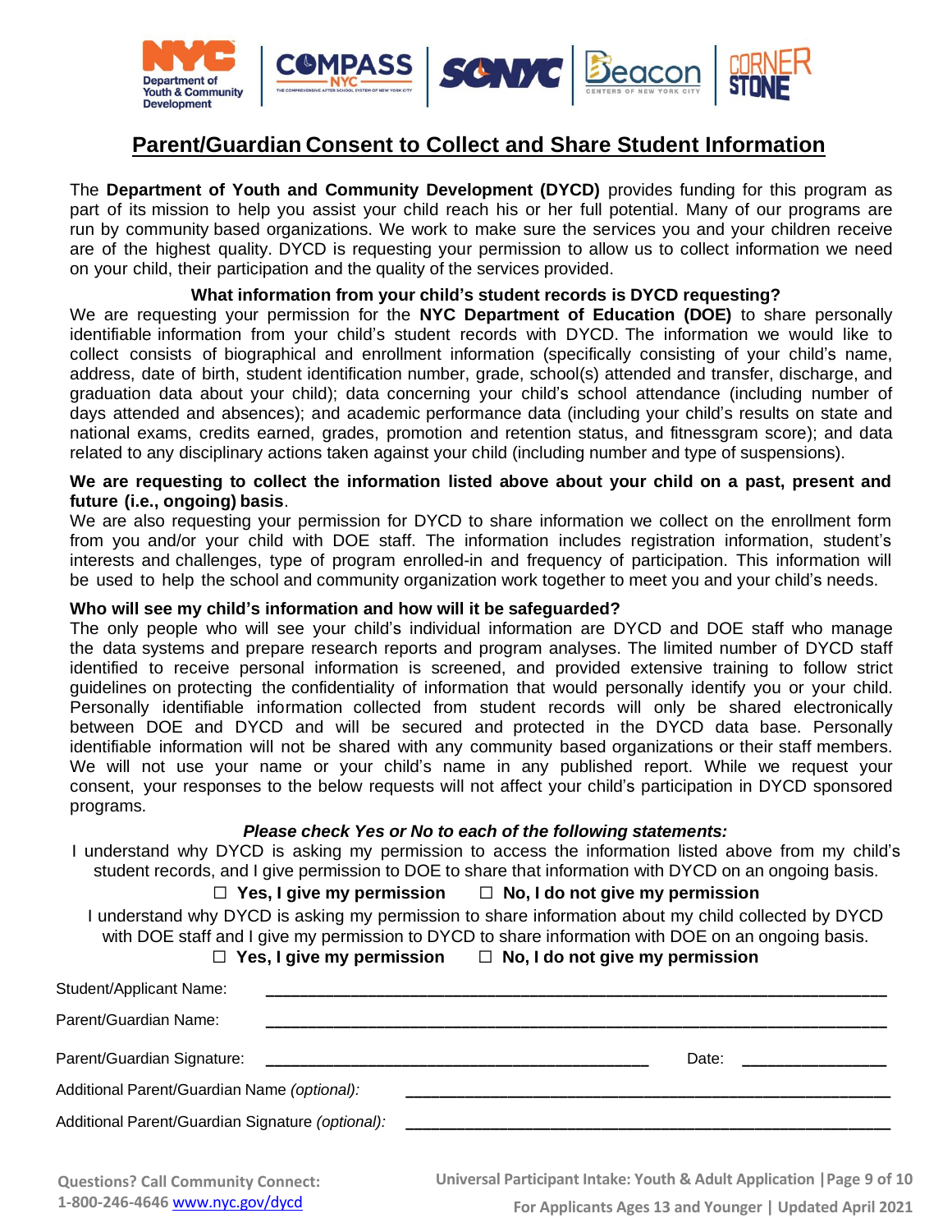# Parent/Guardian Consent to Collect and Share Student Information

The **Department of Youth and Community Development (DYCD)** provides funding for this program as part of its mission to help you assist your child reach his or her full potential. Many of our programs are run by community based organizations. We work to make sure the services you and your children receive are of the highest quality. DYCD is requesting your permission to allow us to collect information we need on your child, their participation and the quality of the services provided.

**What information from your child's student records is DYCD requesting?**

We are requesting your permission for the **NYC Department of Education (DOE)** to share personally identifiable information from your child's student records with DYCD. The information we would like to collect consists of biographical and enrollment information (specifically consisting of your child's name, address, date of birth, student identification number, grade, school(s) attended and transfer, discharge, and graduation data about your child); data concerning your child's school attendance (including number of days attended and absences); and academic performance data (including your child's results on state and national exams, credits earned, grades, promotion and retention status, and fitnessgram score); and data related to any disciplinary actions taken against your child (including number and type of suspensions).

**We are requesting to collect the information listed above about your child on a past, present and future (i.e., ongoing) basis**.

We are also requesting your permission for DYCD to share information we collect on the enrollment form from you and/or your child with DOE staff. The information includes registration information, student's interests and challenges, type of program enrolled-in and frequency of participation. This information will be used to help the school and community organization work together to meet you and your child's needs.

**Who will see my child's information and how will it be safeguarded?**

The only people who will see your child's individual information are DYCD and DOE staff who manage the data systems and prepare research reports and program analyses. The limited number of DYCD staff identified to receive personal information is screened, and provided extensive training to follow strict guidelines on protecting the confidentiality of information that would personally identify you or your child. Personally identifiable information collected from student records will only be shared electronically between DOE and DYCD and will be secured and protected in the DYCD data base. Personally identifiable information will not be shared with any community based organizations or their staff members. We will not use your name or your child's name in any published report. While we request your consent, your responses to the below requests will not affect your child's participation in DYCD sponsored programs.

***Please check Yes or No to each of the following statements:***

I understand why DYCD is asking my permission to access the information listed above from my child's student records, and I give permission to DOE to share that information with DYCD on an ongoing basis.

☐ **Yes, I give my permission** ☐ **No, I do not give my permission**

I understand why DYCD is asking my permission to share information about my child collected by DYCD with DOE staff and I give my permission to DYCD to share information with DOE on an ongoing basis.

☐ **Yes, I give my permission** ☐ **No, I do not give my permission**

Student/Applicant Name: ______________________________

Parent/Guardian Name: ______________________________

Parent/Guardian Signature: ______________________________ Date: ______________

Additional Parent/Guardian Name *(optional)*: ______________________________

Additional Parent/Guardian Signature *(optional)*: ______________________________

**Questions? Call Community Connect: 1-800-246-4646** www.nyc.gov/dycd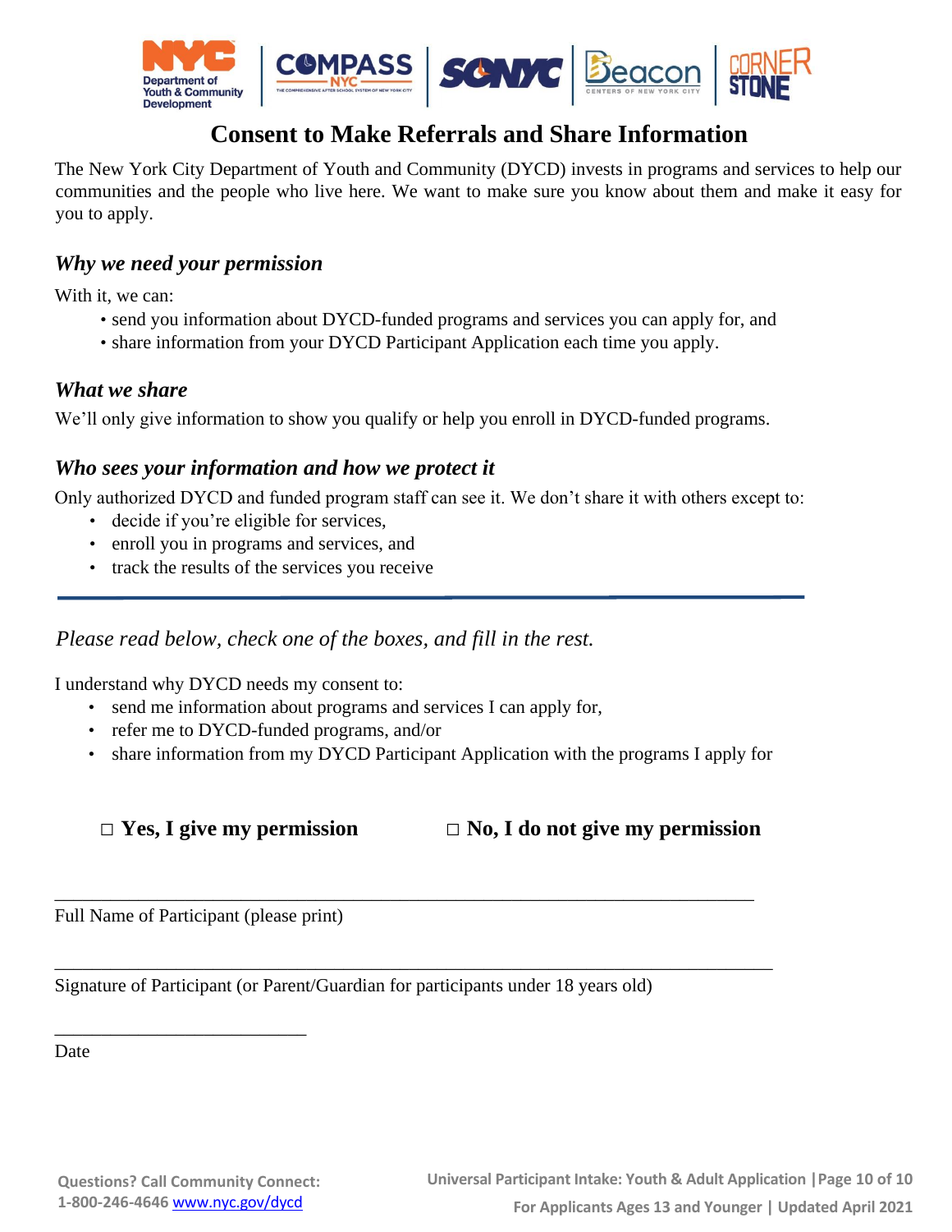# Consent to Make Referrals and Share Information

The New York City Department of Youth and Community (DYCD) invests in programs and services to help our communities and the people who live here. We want to make sure you know about them and make it easy for you to apply.

## *Why we need your permission*

With it, we can:

- send you information about DYCD-funded programs and services you can apply for, and
- share information from your DYCD Participant Application each time you apply.

## *What we share*

We'll only give information to show you qualify or help you enroll in DYCD-funded programs.

## *Who sees your information and how we protect it*

Only authorized DYCD and funded program staff can see it. We don't share it with others except to:

- decide if you're eligible for services,
- enroll you in programs and services, and
- track the results of the services you receive

---

*Please read below, check one of the boxes, and fill in the rest.*

I understand why DYCD needs my consent to:

- send me information about programs and services I can apply for,
- refer me to DYCD-funded programs, and/or
- share information from my DYCD Participant Application with the programs I apply for

**□ Yes, I give my permission** **□ No, I do not give my permission**

\_\_\_\_\_\_\_\_\_\_\_\_\_\_\_\_\_\_\_\_\_\_\_\_\_\_\_\_\_\_\_\_\_\_\_\_\_\_\_\_\_\_\_\_\_\_\_\_\_\_\_\_\_\_\_\_\_\_\_\_\_\_\_\_\_\_\_\_\_\_

Full Name of Participant (please print)

\_\_\_\_\_\_\_\_\_\_\_\_\_\_\_\_\_\_\_\_\_\_\_\_\_\_\_\_\_\_\_\_\_\_\_\_\_\_\_\_\_\_\_\_\_\_\_\_\_\_\_\_\_\_\_\_\_\_\_\_\_\_\_\_\_\_\_\_\_\_

Signature of Participant (or Parent/Guardian for participants under 18 years old)

\_\_\_\_\_\_\_\_\_\_\_\_\_\_\_\_\_\_\_\_\_\_\_\_\_\_

Date

Questions? Call Community Connect: 1-800-246-4646 www.nyc.gov/dycd